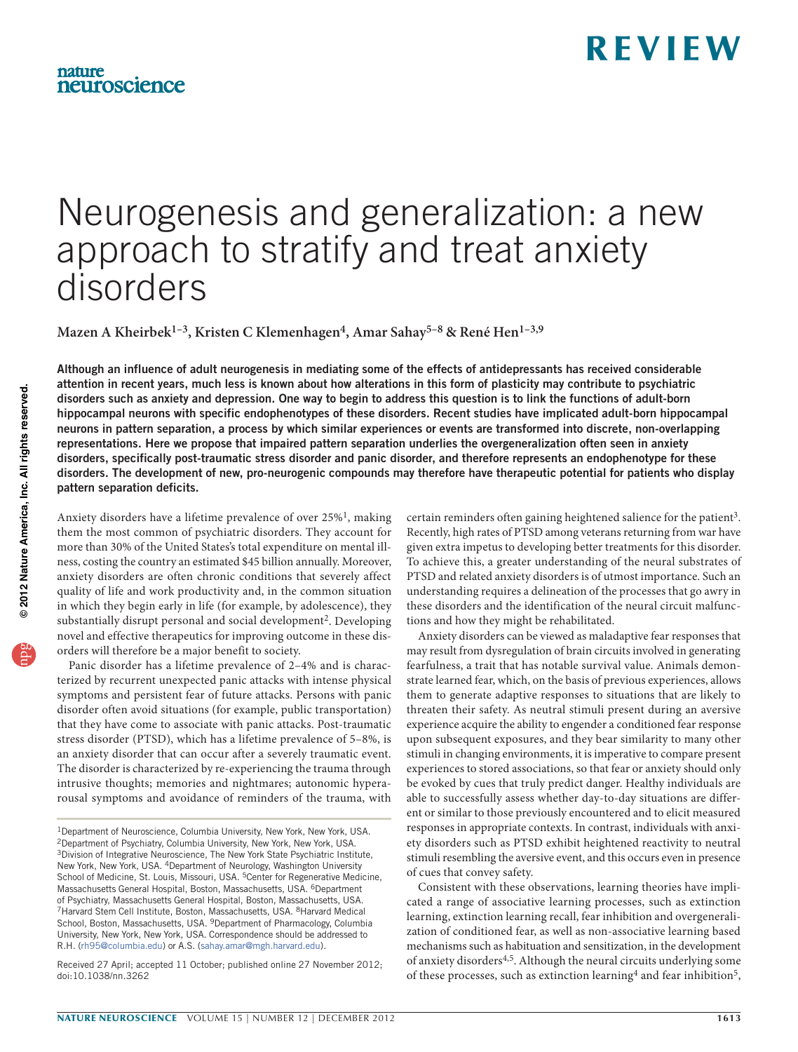REVIEW

# Neurogenesis and generalization: a new approach to stratify and treat anxiety disorders

**Mazen A Kheirbek[1–3], Kristen C Klemenhagen[4], Amar Sahay[5–8] & René Hen[1–3,9]**

**Although an influence of adult neurogenesis in mediating some of the effects of antidepressants has received considerable attention in recent years, much less is known about how alterations in this form of plasticity may contribute to psychiatric disorders such as anxiety and depression. One way to begin to address this question is to link the functions of adult-born hippocampal neurons with specific endophenotypes of these disorders. Recent studies have implicated adult-born hippocampal neurons in pattern separation, a process by which similar experiences or events are transformed into discrete, non-overlapping representations. Here we propose that impaired pattern separation underlies the overgeneralization often seen in anxiety disorders, specifically post-traumatic stress disorder and panic disorder, and therefore represents an endophenotype for these disorders. The development of new, pro-neurogenic compounds may therefore have therapeutic potential for patients who display pattern separation deficits.**

Anxiety disorders have a lifetime prevalence of over 25%[1], making them the most common of psychiatric disorders. They account for more than 30% of the United States's total expenditure on mental illness, costing the country an estimated $45 billion annually. Moreover, anxiety disorders are often chronic conditions that severely affect quality of life and work productivity and, in the common situation in which they begin early in life (for example, by adolescence), they substantially disrupt personal and social development[2]. Developing novel and effective therapeutics for improving outcome in these disorders will therefore be a major benefit to society.

Panic disorder has a lifetime prevalence of 2–4% and is characterized by recurrent unexpected panic attacks with intense physical symptoms and persistent fear of future attacks. Persons with panic disorder often avoid situations (for example, public transportation) that they have come to associate with panic attacks. Post-traumatic stress disorder (PTSD), which has a lifetime prevalence of 5–8%, is an anxiety disorder that can occur after a severely traumatic event. The disorder is characterized by re-experiencing the trauma through intrusive thoughts; memories and nightmares; autonomic hyperarousal symptoms and avoidance of reminders of the trauma, with certain reminders often gaining heightened salience for the patient[3]. Recently, high rates of PTSD among veterans returning from war have given extra impetus to developing better treatments for this disorder. To achieve this, a greater understanding of the neural substrates of PTSD and related anxiety disorders is of utmost importance. Such an understanding requires a delineation of the processes that go awry in these disorders and the identification of the neural circuit malfunctions and how they might be rehabilitated.

Anxiety disorders can be viewed as maladaptive fear responses that may result from dysregulation of brain circuits involved in generating fearfulness, a trait that has notable survival value. Animals demonstrate learned fear, which, on the basis of previous experiences, allows them to generate adaptive responses to situations that are likely to threaten their safety. As neutral stimuli present during an aversive experience acquire the ability to engender a conditioned fear response upon subsequent exposures, and they bear similarity to many other stimuli in changing environments, it is imperative to compare present experiences to stored associations, so that fear or anxiety should only be evoked by cues that truly predict danger. Healthy individuals are able to successfully assess whether day-to-day situations are different or similar to those previously encountered and to elicit measured responses in appropriate contexts. In contrast, individuals with anxiety disorders such as PTSD exhibit heightened reactivity to neutral stimuli resembling the aversive event, and this occurs even in presence of cues that convey safety.

Consistent with these observations, learning theories have implicated a range of associative learning processes, such as extinction learning, extinction learning recall, fear inhibition and overgeneralization of conditioned fear, as well as non-associative learning based mechanisms such as habituation and sensitization, in the development of anxiety disorders[4,5]. Although the neural circuits underlying some of these processes, such as extinction learning[4] and fear inhibition[5],

[1]Department of Neuroscience, Columbia University, New York, New York, USA. [2]Department of Psychiatry, Columbia University, New York, New York, USA. [3]Division of Integrative Neuroscience, The New York State Psychiatric Institute, New York, New York, USA. [4]Department of Neurology, Washington University School of Medicine, St. Louis, Missouri, USA. [5]Center for Regenerative Medicine, Massachusetts General Hospital, Boston, Massachusetts, USA. [6]Department of Psychiatry, Massachusetts General Hospital, Boston, Massachusetts, USA. [7]Harvard Stem Cell Institute, Boston, Massachusetts, USA. [8]Harvard Medical School, Boston, Massachusetts, USA. [9]Department of Pharmacology, Columbia University, New York, New York, USA. Correspondence should be addressed to R.H. (rh95@columbia.edu) or A.S. (sahay.amar@mgh.harvard.edu).

Received 27 April; accepted 11 October; published online 27 November 2012; doi:10.1038/nn.3262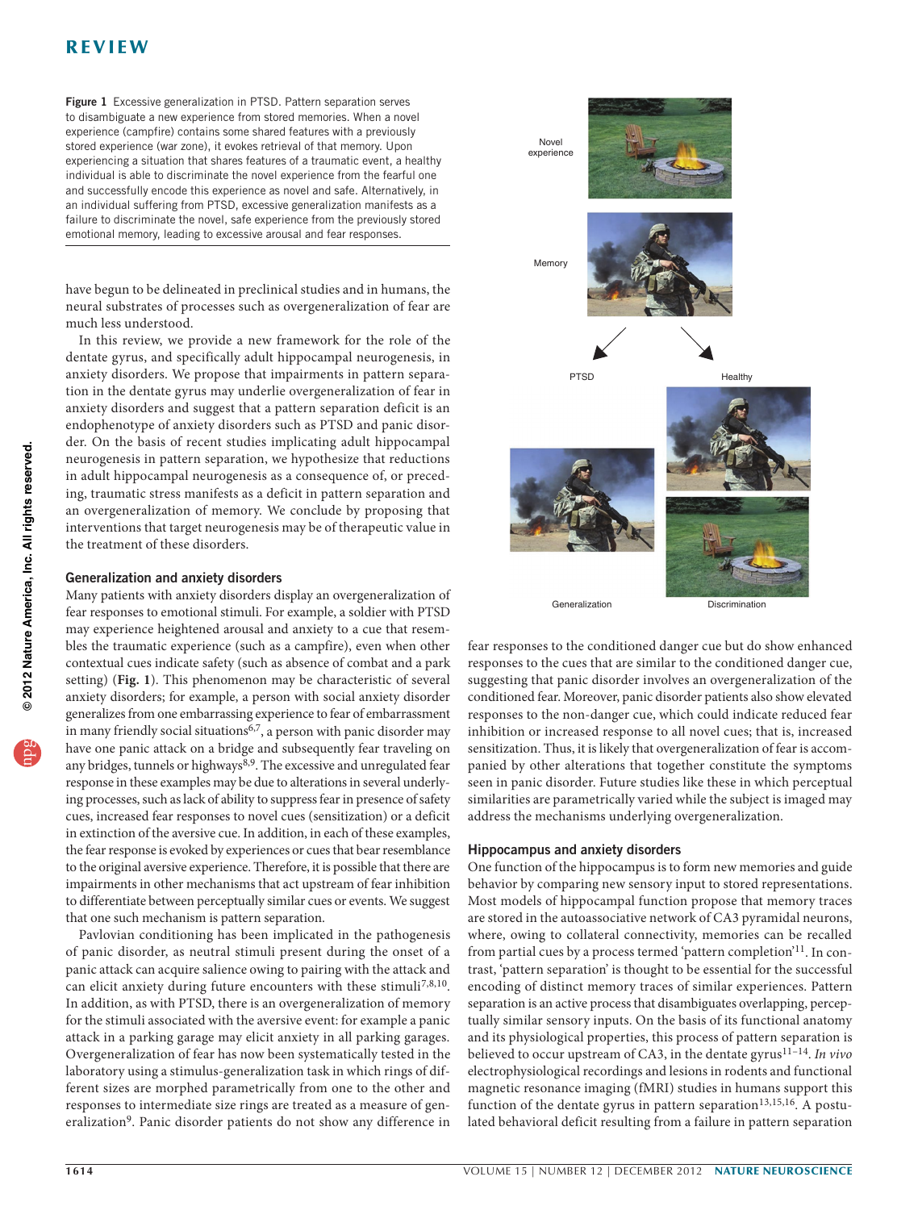**Figure 1** Excessive generalization in PTSD. Pattern separation serves to disambiguate a new experience from stored memories. When a novel experience (campfire) contains some shared features with a previously stored experience (war zone), it evokes retrieval of that memory. Upon experiencing a situation that shares features of a traumatic event, a healthy individual is able to discriminate the novel experience from the fearful one and successfully encode this experience as novel and safe. Alternatively, in an individual suffering from PTSD, excessive generalization manifests as a failure to discriminate the novel, safe experience from the previously stored emotional memory, leading to excessive arousal and fear responses.

have begun to be delineated in preclinical studies and in humans, the neural substrates of processes such as overgeneralization of fear are much less understood.

In this review, we provide a new framework for the role of the dentate gyrus, and specifically adult hippocampal neurogenesis, in anxiety disorders. We propose that impairments in pattern separation in the dentate gyrus may underlie overgeneralization of fear in anxiety disorders and suggest that a pattern separation deficit is an endophenotype of anxiety disorders such as PTSD and panic disorder. On the basis of recent studies implicating adult hippocampal neurogenesis in pattern separation, we hypothesize that reductions in adult hippocampal neurogenesis as a consequence of, or preceding, traumatic stress manifests as a deficit in pattern separation and an overgeneralization of memory. We conclude by proposing that interventions that target neurogenesis may be of therapeutic value in the treatment of these disorders.

## Generalization and anxiety disorders

Many patients with anxiety disorders display an overgeneralization of fear responses to emotional stimuli. For example, a soldier with PTSD may experience heightened arousal and anxiety to a cue that resembles the traumatic experience (such as a campfire), even when other contextual cues indicate safety (such as absence of combat and a park setting) (**Fig. 1**). This phenomenon may be characteristic of several anxiety disorders; for example, a person with social anxiety disorder generalizes from one embarrassing experience to fear of embarrassment in many friendly social situations[6,7], a person with panic disorder may have one panic attack on a bridge and subsequently fear traveling on any bridges, tunnels or highways[8,9]. The excessive and unregulated fear response in these examples may be due to alterations in several underlying processes, such as lack of ability to suppress fear in presence of safety cues, increased fear responses to novel cues (sensitization) or a deficit in extinction of the aversive cue. In addition, in each of these examples, the fear response is evoked by experiences or cues that bear resemblance to the original aversive experience. Therefore, it is possible that there are impairments in other mechanisms that act upstream of fear inhibition to differentiate between perceptually similar cues or events. We suggest that one such mechanism is pattern separation.

Pavlovian conditioning has been implicated in the pathogenesis of panic disorder, as neutral stimuli present during the onset of a panic attack can acquire salience owing to pairing with the attack and can elicit anxiety during future encounters with these stimuli[7,8,10]. In addition, as with PTSD, there is an overgeneralization of memory for the stimuli associated with the aversive event: for example a panic attack in a parking garage may elicit anxiety in all parking garages. Overgeneralization of fear has now been systematically tested in the laboratory using a stimulus-generalization task in which rings of different sizes are morphed parametrically from one to the other and responses to intermediate size rings are treated as a measure of generalization[9]. Panic disorder patients do not show any difference in fear responses to the conditioned danger cue but do show enhanced responses to the cues that are similar to the conditioned danger cue, suggesting that panic disorder involves an overgeneralization of the conditioned fear. Moreover, panic disorder patients also show elevated responses to the non-danger cue, which could indicate reduced fear inhibition or increased response to all novel cues; that is, increased sensitization. Thus, it is likely that overgeneralization of fear is accompanied by other alterations that together constitute the symptoms seen in panic disorder. Future studies like these in which perceptual similarities are parametrically varied while the subject is imaged may address the mechanisms underlying overgeneralization.

## Hippocampus and anxiety disorders

One function of the hippocampus is to form new memories and guide behavior by comparing new sensory input to stored representations. Most models of hippocampal function propose that memory traces are stored in the autoassociative network of CA3 pyramidal neurons, where, owing to collateral connectivity, memories can be recalled from partial cues by a process termed 'pattern completion'[11]. In contrast, 'pattern separation' is thought to be essential for the successful encoding of distinct memory traces of similar experiences. Pattern separation is an active process that disambiguates overlapping, perceptually similar sensory inputs. On the basis of its functional anatomy and its physiological properties, this process of pattern separation is believed to occur upstream of CA3, in the dentate gyrus[11–14]. *In vivo* electrophysiological recordings and lesions in rodents and functional magnetic resonance imaging (fMRI) studies in humans support this function of the dentate gyrus in pattern separation[13,15,16]. A postulated behavioral deficit resulting from a failure in pattern separation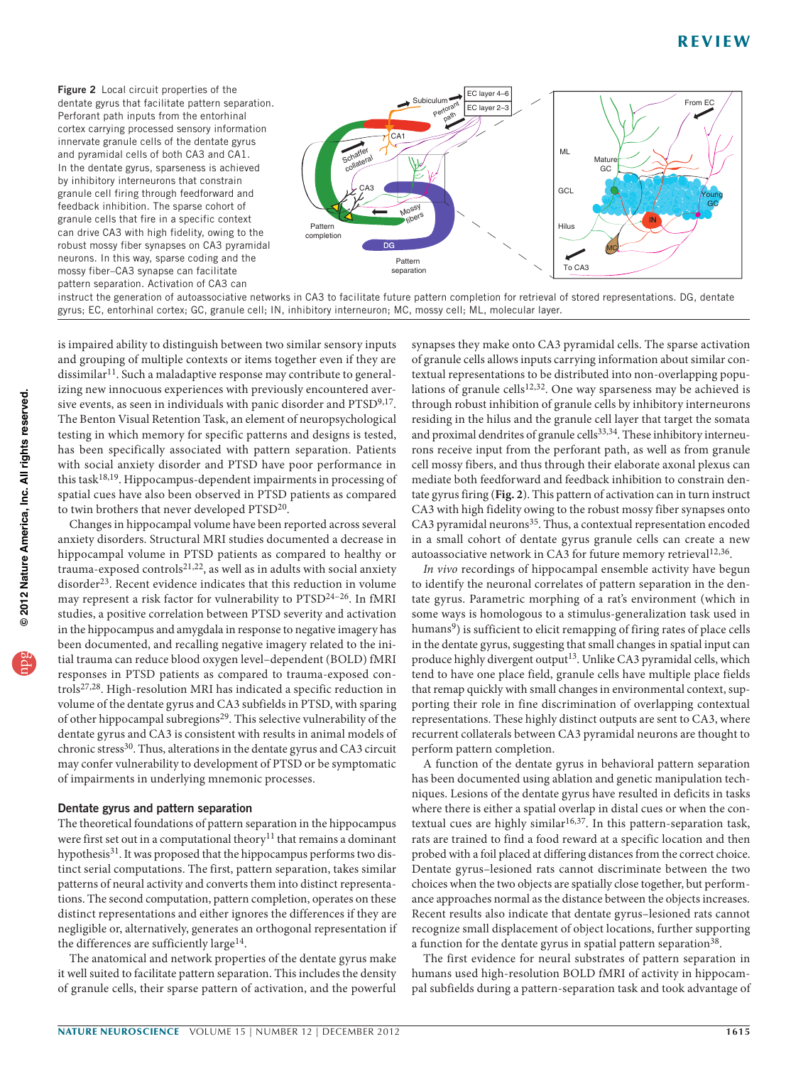Figure 2 Local circuit properties of the dentate gyrus that facilitate pattern separation. Perforant path inputs from the entorhinal cortex carrying processed sensory information innervate granule cells of the dentate gyrus and pyramidal cells of both CA3 and CA1. In the dentate gyrus, sparseness is achieved by inhibitory interneurons that constrain granule cell firing through feedforward and feedback inhibition. The sparse cohort of granule cells that fire in a specific context can drive CA3 with high fidelity, owing to the robust mossy fiber synapses on CA3 pyramidal neurons. In this way, sparse coding and the mossy fiber–CA3 synapse can facilitate pattern separation. Activation of CA3 can instruct the generation of autoassociative networks in CA3 to facilitate future pattern completion for retrieval of stored representations. DG, dentate gyrus; EC, entorhinal cortex; GC, granule cell; IN, inhibitory interneuron; MC, mossy cell; ML, molecular layer.

is impaired ability to distinguish between two similar sensory inputs and grouping of multiple contexts or items together even if they are dissimilar[11]. Such a maladaptive response may contribute to generalizing new innocuous experiences with previously encountered aversive events, as seen in individuals with panic disorder and PTSD[9,17]. The Benton Visual Retention Task, an element of neuropsychological testing in which memory for specific patterns and designs is tested, has been specifically associated with pattern separation. Patients with social anxiety disorder and PTSD have poor performance in this task[18,19]. Hippocampus-dependent impairments in processing of spatial cues have also been observed in PTSD patients as compared to twin brothers that never developed PTSD[20].

Changes in hippocampal volume have been reported across several anxiety disorders. Structural MRI studies documented a decrease in hippocampal volume in PTSD patients as compared to healthy or trauma-exposed controls[21,22], as well as in adults with social anxiety disorder[23]. Recent evidence indicates that this reduction in volume may represent a risk factor for vulnerability to PTSD[24–26]. In fMRI studies, a positive correlation between PTSD severity and activation in the hippocampus and amygdala in response to negative imagery has been documented, and recalling negative imagery related to the initial trauma can reduce blood oxygen level–dependent (BOLD) fMRI responses in PTSD patients as compared to trauma-exposed controls[27,28]. High-resolution MRI has indicated a specific reduction in volume of the dentate gyrus and CA3 subfields in PTSD, with sparing of other hippocampal subregions[29]. This selective vulnerability of the dentate gyrus and CA3 is consistent with results in animal models of chronic stress[30]. Thus, alterations in the dentate gyrus and CA3 circuit may confer vulnerability to development of PTSD or be symptomatic of impairments in underlying mnemonic processes.

## Dentate gyrus and pattern separation

The theoretical foundations of pattern separation in the hippocampus were first set out in a computational theory[11] that remains a dominant hypothesis[31]. It was proposed that the hippocampus performs two distinct serial computations. The first, pattern separation, takes similar patterns of neural activity and converts them into distinct representations. The second computation, pattern completion, operates on these distinct representations and either ignores the differences if they are negligible or, alternatively, generates an orthogonal representation if the differences are sufficiently large[14].

The anatomical and network properties of the dentate gyrus make it well suited to facilitate pattern separation. This includes the density of granule cells, their sparse pattern of activation, and the powerful synapses they make onto CA3 pyramidal cells. The sparse activation of granule cells allows inputs carrying information about similar contextual representations to be distributed into non-overlapping populations of granule cells[12,32]. One way sparseness may be achieved is through robust inhibition of granule cells by inhibitory interneurons residing in the hilus and the granule cell layer that target the somata and proximal dendrites of granule cells[33,34]. These inhibitory interneurons receive input from the perforant path, as well as from granule cell mossy fibers, and thus through their elaborate axonal plexus can mediate both feedforward and feedback inhibition to constrain dentate gyrus firing (**Fig. 2**). This pattern of activation can in turn instruct CA3 with high fidelity owing to the robust mossy fiber synapses onto CA3 pyramidal neurons[35]. Thus, a contextual representation encoded in a small cohort of dentate gyrus granule cells can create a new autoassociative network in CA3 for future memory retrieval[12,36].

*In vivo* recordings of hippocampal ensemble activity have begun to identify the neuronal correlates of pattern separation in the dentate gyrus. Parametric morphing of a rat's environment (which in some ways is homologous to a stimulus-generalization task used in humans[9]) is sufficient to elicit remapping of firing rates of place cells in the dentate gyrus, suggesting that small changes in spatial input can produce highly divergent output[13]. Unlike CA3 pyramidal cells, which tend to have one place field, granule cells have multiple place fields that remap quickly with small changes in environmental context, supporting their role in fine discrimination of overlapping contextual representations. These highly distinct outputs are sent to CA3, where recurrent collaterals between CA3 pyramidal neurons are thought to perform pattern completion.

A function of the dentate gyrus in behavioral pattern separation has been documented using ablation and genetic manipulation techniques. Lesions of the dentate gyrus have resulted in deficits in tasks where there is either a spatial overlap in distal cues or when the contextual cues are highly similar[16,37]. In this pattern-separation task, rats are trained to find a food reward at a specific location and then probed with a foil placed at differing distances from the correct choice. Dentate gyrus–lesioned rats cannot discriminate between the two choices when the two objects are spatially close together, but performance approaches normal as the distance between the objects increases. Recent results also indicate that dentate gyrus–lesioned rats cannot recognize small displacement of object locations, further supporting a function for the dentate gyrus in spatial pattern separation[38].

The first evidence for neural substrates of pattern separation in humans used high-resolution BOLD fMRI of activity in hippocampal subfields during a pattern-separation task and took advantage of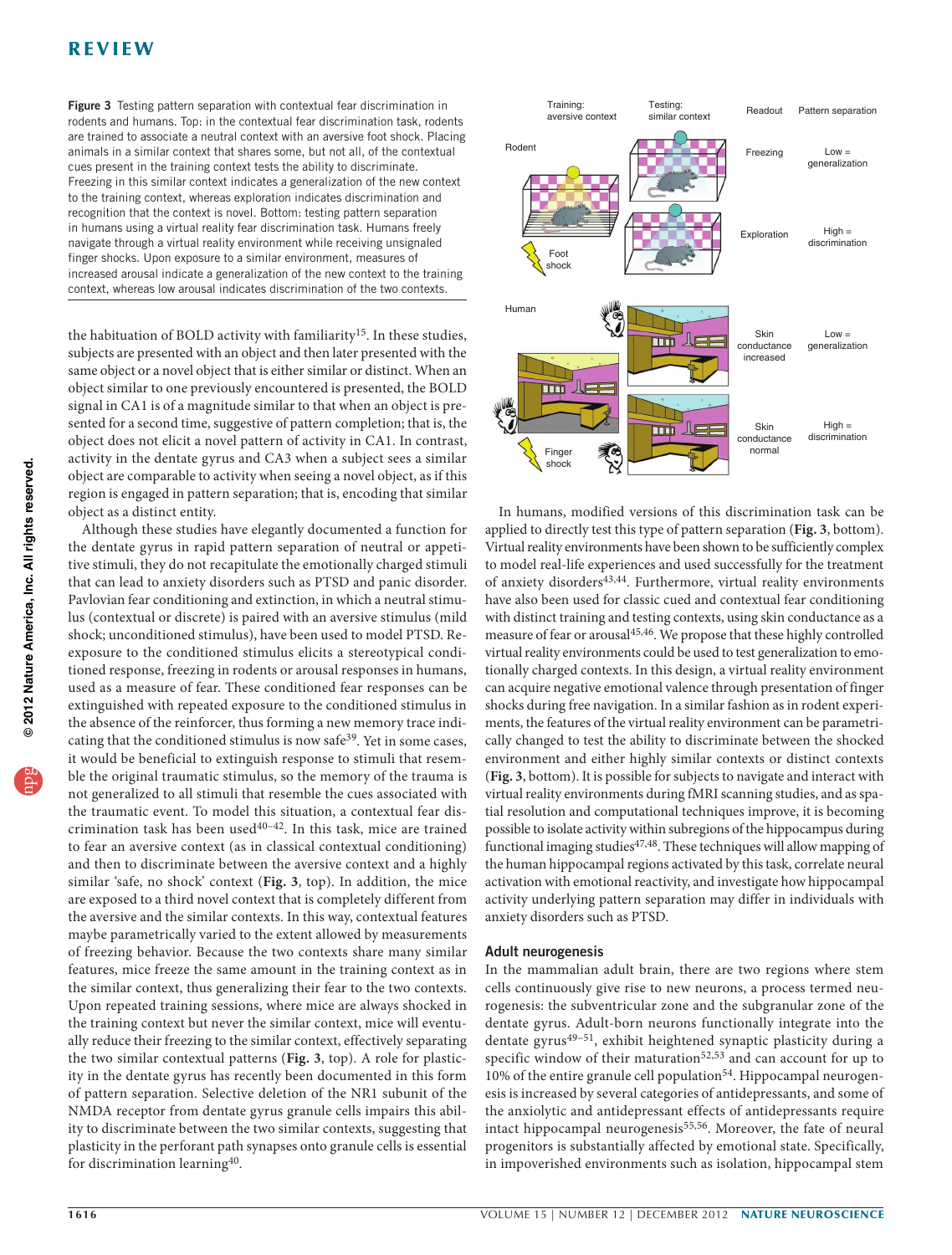**Figure 3** Testing pattern separation with contextual fear discrimination in rodents and humans. Top: in the contextual fear discrimination task, rodents are trained to associate a neutral context with an aversive foot shock. Placing animals in a similar context that shares some, but not all, of the contextual cues present in the training context tests the ability to discriminate. Freezing in this similar context indicates a generalization of the new context to the training context, whereas exploration indicates discrimination and recognition that the context is novel. Bottom: testing pattern separation in humans using a virtual reality fear discrimination task. Humans freely navigate through a virtual reality environment while receiving unsignaled finger shocks. Upon exposure to a similar environment, measures of increased arousal indicate a generalization of the new context to the training context, whereas low arousal indicates discrimination of the two contexts.

Training: aversive context

Testing: similar context

Readout

Pattern separation

Rodent

Foot shock

Freezing

Low = generalization

Exploration

High = discrimination

Human

Finger shock

Skin conductance increased

Low = generalization

Skin conductance normal

High = discrimination

the habituation of BOLD activity with familiarity[15]. In these studies, subjects are presented with an object and then later presented with the same object or a novel object that is either similar or distinct. When an object similar to one previously encountered is presented, the BOLD signal in CA1 is of a magnitude similar to that when an object is presented for a second time, suggestive of pattern completion; that is, the object does not elicit a novel pattern of activity in CA1. In contrast, activity in the dentate gyrus and CA3 when a subject sees a similar object are comparable to activity when seeing a novel object, as if this region is engaged in pattern separation; that is, encoding that similar object as a distinct entity.

Although these studies have elegantly documented a function for the dentate gyrus in rapid pattern separation of neutral or appetitive stimuli, they do not recapitulate the emotionally charged stimuli that can lead to anxiety disorders such as PTSD and panic disorder. Pavlovian fear conditioning and extinction, in which a neutral stimulus (contextual or discrete) is paired with an aversive stimulus (mild shock; unconditioned stimulus), have been used to model PTSD. Reexposure to the conditioned stimulus elicits a stereotypical conditioned response, freezing in rodents or arousal responses in humans, used as a measure of fear. These conditioned fear responses can be extinguished with repeated exposure to the conditioned stimulus in the absence of the reinforcer, thus forming a new memory trace indicating that the conditioned stimulus is now safe[39]. Yet in some cases, it would be beneficial to extinguish response to stimuli that resemble the original traumatic stimulus, so the memory of the trauma is not generalized to all stimuli that resemble the cues associated with the traumatic event. To model this situation, a contextual fear discrimination task has been used[40–42]. In this task, mice are trained to fear an aversive context (as in classical contextual conditioning) and then to discriminate between the aversive context and a highly similar 'safe, no shock' context (**Fig. 3**, top). In addition, the mice are exposed to a third novel context that is completely different from the aversive and the similar contexts. In this way, contextual features maybe parametrically varied to the extent allowed by measurements of freezing behavior. Because the two contexts share many similar features, mice freeze the same amount in the training context as in the similar context, thus generalizing their fear to the two contexts. Upon repeated training sessions, where mice are always shocked in the training context but never the similar context, mice will eventually reduce their freezing to the similar context, effectively separating the two similar contextual patterns (**Fig. 3**, top). A role for plasticity in the dentate gyrus has recently been documented in this form of pattern separation. Selective deletion of the NR1 subunit of the NMDA receptor from dentate gyrus granule cells impairs this ability to discriminate between the two similar contexts, suggesting that plasticity in the perforant path synapses onto granule cells is essential for discrimination learning[40].

In humans, modified versions of this discrimination task can be applied to directly test this type of pattern separation (**Fig. 3**, bottom). Virtual reality environments have been shown to be sufficiently complex to model real-life experiences and used successfully for the treatment of anxiety disorders[43,44]. Furthermore, virtual reality environments have also been used for classic cued and contextual fear conditioning with distinct training and testing contexts, using skin conductance as a measure of fear or arousal[45,46]. We propose that these highly controlled virtual reality environments could be used to test generalization to emotionally charged contexts. In this design, a virtual reality environment can acquire negative emotional valence through presentation of finger shocks during free navigation. In a similar fashion as in rodent experiments, the features of the virtual reality environment can be parametrically changed to test the ability to discriminate between the shocked environment and either highly similar contexts or distinct contexts (**Fig. 3**, bottom). It is possible for subjects to navigate and interact with virtual reality environments during fMRI scanning studies, and as spatial resolution and computational techniques improve, it is becoming possible to isolate activity within subregions of the hippocampus during functional imaging studies[47,48]. These techniques will allow mapping of the human hippocampal regions activated by this task, correlate neural activation with emotional reactivity, and investigate how hippocampal activity underlying pattern separation may differ in individuals with anxiety disorders such as PTSD.

## Adult neurogenesis

In the mammalian adult brain, there are two regions where stem cells continuously give rise to new neurons, a process termed neurogenesis: the subventricular zone and the subgranular zone of the dentate gyrus. Adult-born neurons functionally integrate into the dentate gyrus[49–51], exhibit heightened synaptic plasticity during a specific window of their maturation[52,53] and can account for up to 10% of the entire granule cell population[54]. Hippocampal neurogenesis is increased by several categories of antidepressants, and some of the anxiolytic and antidepressant effects of antidepressants require intact hippocampal neurogenesis[55,56]. Moreover, the fate of neural progenitors is substantially affected by emotional state. Specifically, in impoverished environments such as isolation, hippocampal stem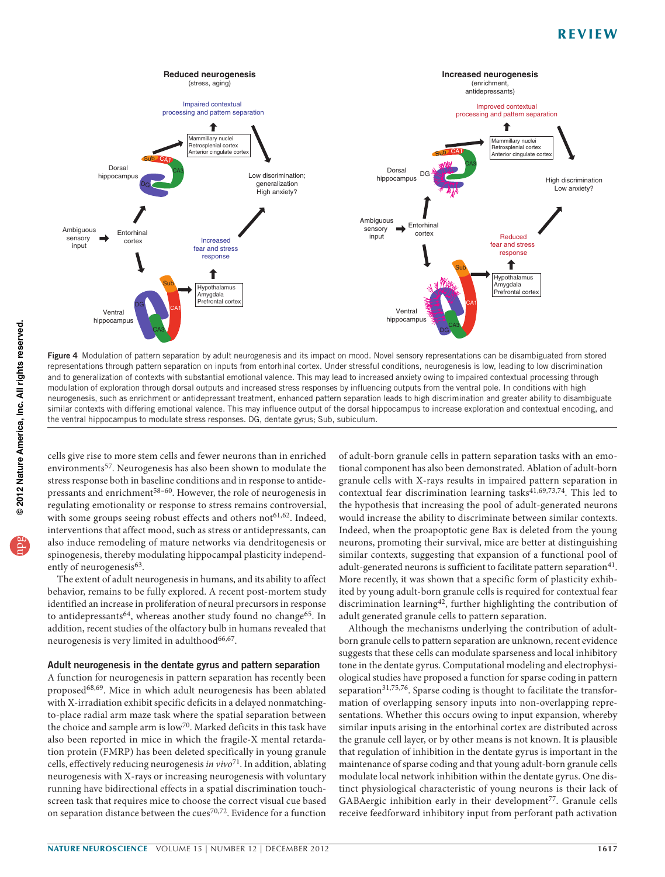Figure 4 Modulation of pattern separation by adult neurogenesis and its impact on mood. Novel sensory representations can be disambiguated from stored representations through pattern separation on inputs from entorhinal cortex. Under stressful conditions, neurogenesis is low, leading to low discrimination and to generalization of contexts with substantial emotional valence. This may lead to increased anxiety owing to impaired contextual processing through modulation of exploration through dorsal outputs and increased stress responses by influencing outputs from the ventral pole. In conditions with high neurogenesis, such as enrichment or antidepressant treatment, enhanced pattern separation leads to high discrimination and greater ability to disambiguate similar contexts with differing emotional valence. This may influence output of the dorsal hippocampus to increase exploration and contextual encoding, and the ventral hippocampus to modulate stress responses. DG, dentate gyrus; Sub, subiculum.

cells give rise to more stem cells and fewer neurons than in enriched environments[57]. Neurogenesis has also been shown to modulate the stress response both in baseline conditions and in response to antidepressants and enrichment[58–60]. However, the role of neurogenesis in regulating emotionality or response to stress remains controversial, with some groups seeing robust effects and others not[61,62]. Indeed, interventions that affect mood, such as stress or antidepressants, can also induce remodeling of mature networks via dendritogenesis or spinogenesis, thereby modulating hippocampal plasticity independently of neurogenesis[63].

The extent of adult neurogenesis in humans, and its ability to affect behavior, remains to be fully explored. A recent post-mortem study identified an increase in proliferation of neural precursors in response to antidepressants[64], whereas another study found no change[65]. In addition, recent studies of the olfactory bulb in humans revealed that neurogenesis is very limited in adulthood[66,67].

### Adult neurogenesis in the dentate gyrus and pattern separation

A function for neurogenesis in pattern separation has recently been proposed[68,69]. Mice in which adult neurogenesis has been ablated with X-irradiation exhibit specific deficits in a delayed nonmatching-to-place radial arm maze task where the spatial separation between the choice and sample arm is low[70]. Marked deficits in this task have also been reported in mice in which the fragile-X mental retardation protein (FMRP) has been deleted specifically in young granule cells, effectively reducing neurogenesis *in vivo*[71]. In addition, ablating neurogenesis with X-rays or increasing neurogenesis with voluntary running have bidirectional effects in a spatial discrimination touch-screen task that requires mice to choose the correct visual cue based on separation distance between the cues[70,72]. Evidence for a function of adult-born granule cells in pattern separation tasks with an emotional component has also been demonstrated. Ablation of adult-born granule cells with X-rays results in impaired pattern separation in contextual fear discrimination learning tasks[41,69,73,74]. This led to the hypothesis that increasing the pool of adult-generated neurons would increase the ability to discriminate between similar contexts. Indeed, when the proapoptotic gene Bax is deleted from the young neurons, promoting their survival, mice are better at distinguishing similar contexts, suggesting that expansion of a functional pool of adult-generated neurons is sufficient to facilitate pattern separation[41]. More recently, it was shown that a specific form of plasticity exhibited by young adult-born granule cells is required for contextual fear discrimination learning[42], further highlighting the contribution of adult generated granule cells to pattern separation.

Although the mechanisms underlying the contribution of adult-born granule cells to pattern separation are unknown, recent evidence suggests that these cells can modulate sparseness and local inhibitory tone in the dentate gyrus. Computational modeling and electrophysiological studies have proposed a function for sparse coding in pattern separation[31,75,76]. Sparse coding is thought to facilitate the transformation of overlapping sensory inputs into non-overlapping representations. Whether this occurs owing to input expansion, whereby similar inputs arising in the entorhinal cortex are distributed across the granule cell layer, or by other means is not known. It is plausible that regulation of inhibition in the dentate gyrus is important in the maintenance of sparse coding and that young adult-born granule cells modulate local network inhibition within the dentate gyrus. One distinct physiological characteristic of young neurons is their lack of GABAergic inhibition early in their development[77]. Granule cells receive feedforward inhibitory input from perforant path activation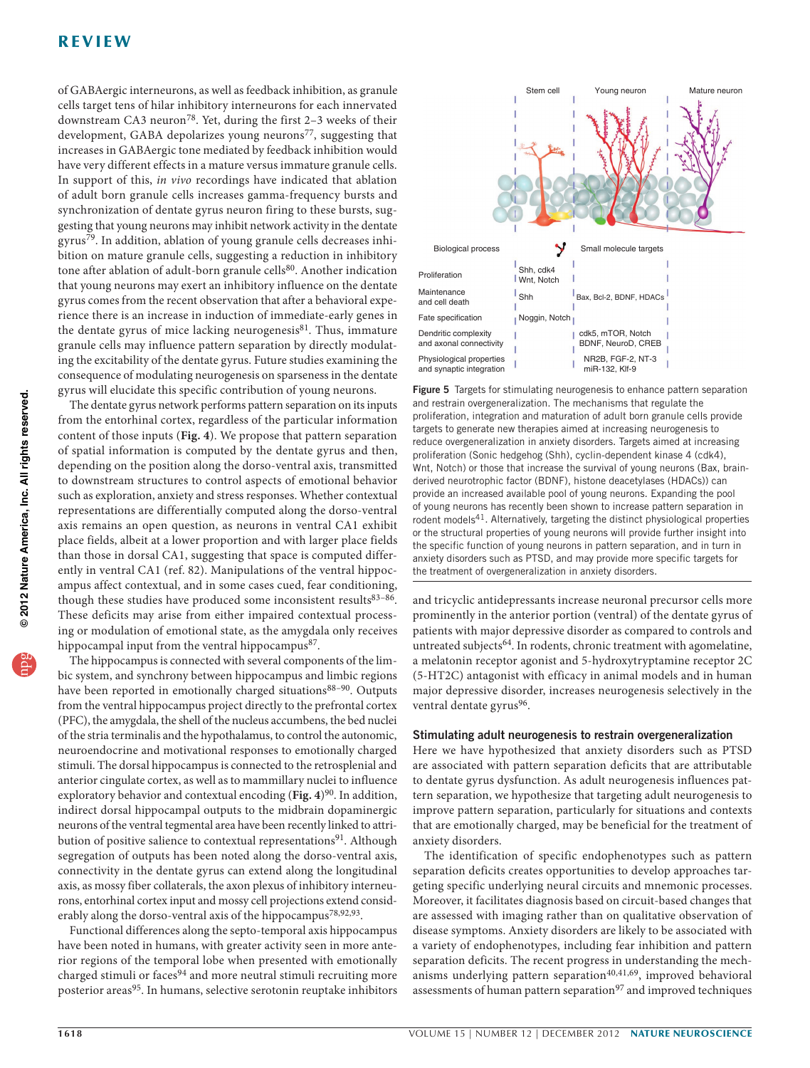of GABAergic interneurons, as well as feedback inhibition, as granule cells target tens of hilar inhibitory interneurons for each innervated downstream CA3 neuron[78]. Yet, during the first 2–3 weeks of their development, GABA depolarizes young neurons[77], suggesting that increases in GABAergic tone mediated by feedback inhibition would have very different effects in a mature versus immature granule cells. In support of this, *in vivo* recordings have indicated that ablation of adult born granule cells increases gamma-frequency bursts and synchronization of dentate gyrus neuron firing to these bursts, suggesting that young neurons may inhibit network activity in the dentate gyrus[79]. In addition, ablation of young granule cells decreases inhibition on mature granule cells, suggesting a reduction in inhibitory tone after ablation of adult-born granule cells[80]. Another indication that young neurons may exert an inhibitory influence on the dentate gyrus comes from the recent observation that after a behavioral experience there is an increase in induction of immediate-early genes in the dentate gyrus of mice lacking neurogenesis[81]. Thus, immature granule cells may influence pattern separation by directly modulating the excitability of the dentate gyrus. Future studies examining the consequence of modulating neurogenesis on sparseness in the dentate gyrus will elucidate this specific contribution of young neurons.

The dentate gyrus network performs pattern separation on its inputs from the entorhinal cortex, regardless of the particular information content of those inputs (**Fig. 4**). We propose that pattern separation of spatial information is computed by the dentate gyrus and then, depending on the position along the dorso-ventral axis, transmitted to downstream structures to control aspects of emotional behavior such as exploration, anxiety and stress responses. Whether contextual representations are differentially computed along the dorso-ventral axis remains an open question, as neurons in ventral CA1 exhibit place fields, albeit at a lower proportion and with larger place fields than those in dorsal CA1, suggesting that space is computed differently in ventral CA1 (ref. 82). Manipulations of the ventral hippocampus affect contextual, and in some cases cued, fear conditioning, though these studies have produced some inconsistent results[83–86]. These deficits may arise from either impaired contextual processing or modulation of emotional state, as the amygdala only receives hippocampal input from the ventral hippocampus[87].

The hippocampus is connected with several components of the limbic system, and synchrony between hippocampus and limbic regions have been reported in emotionally charged situations[88–90]. Outputs from the ventral hippocampus project directly to the prefrontal cortex (PFC), the amygdala, the shell of the nucleus accumbens, the bed nuclei of the stria terminalis and the hypothalamus, to control the autonomic, neuroendocrine and motivational responses to emotionally charged stimuli. The dorsal hippocampus is connected to the retrosplenial and anterior cingulate cortex, as well as to mammillary nuclei to influence exploratory behavior and contextual encoding (**Fig. 4**)[90]. In addition, indirect dorsal hippocampal outputs to the midbrain dopaminergic neurons of the ventral tegmental area have been recently linked to attribution of positive salience to contextual representations[91]. Although segregation of outputs has been noted along the dorso-ventral axis, connectivity in the dentate gyrus can extend along the longitudinal axis, as mossy fiber collaterals, the axon plexus of inhibitory interneurons, entorhinal cortex input and mossy cell projections extend considerably along the dorso-ventral axis of the hippocampus[78,92,93].

Functional differences along the septo-temporal axis hippocampus have been noted in humans, with greater activity seen in more anterior regions of the temporal lobe when presented with emotionally charged stimuli or faces[94] and more neutral stimuli recruiting more posterior areas[95]. In humans, selective serotonin reuptake inhibitors and tricyclic antidepressants increase neuronal precursor cells more prominently in the anterior portion (ventral) of the dentate gyrus of patients with major depressive disorder as compared to controls and untreated subjects[64]. In rodents, chronic treatment with agomelatine, a melatonin receptor agonist and 5-hydroxytryptamine receptor 2C (5-HT2C) antagonist with efficacy in animal models and in human major depressive disorder, increases neurogenesis selectively in the ventral dentate gyrus[96].

| Biological process | Stem cell | Young neuron |
|---|---|---|
| Proliferation | Shh, cdk4 Wnt, Notch | |
| Maintenance and cell death | Shh | Bax, Bcl-2, BDNF, HDACs |
| Fate specification | Noggin, Notch | |
| Dendritic complexity and axonal connectivity | | cdk5, mTOR, Notch BDNF, NeuroD, CREB |
| Physiological properties and synaptic integration | | NR2B, FGF-2, NT-3 miR-132, Klf-9 |

**Figure 5** Targets for stimulating neurogenesis to enhance pattern separation and restrain overgeneralization. The mechanisms that regulate the proliferation, integration and maturation of adult born granule cells provide targets to generate new therapies aimed at increasing neurogenesis to reduce overgeneralization in anxiety disorders. Targets aimed at increasing proliferation (Sonic hedgehog (Shh), cyclin-dependent kinase 4 (cdk4), Wnt, Notch) or those that increase the survival of young neurons (Bax, brain-derived neurotrophic factor (BDNF), histone deacetylases (HDACs)) can provide an increased available pool of young neurons. Expanding the pool of young neurons has recently been shown to increase pattern separation in rodent models[41]. Alternatively, targeting the distinct physiological properties or the structural properties of young neurons will provide further insight into the specific function of young neurons in pattern separation, and in turn in anxiety disorders such as PTSD, and may provide more specific targets for the treatment of overgeneralization in anxiety disorders.

## Stimulating adult neurogenesis to restrain overgeneralization

Here we have hypothesized that anxiety disorders such as PTSD are associated with pattern separation deficits that are attributable to dentate gyrus dysfunction. As adult neurogenesis influences pattern separation, we hypothesize that targeting adult neurogenesis to improve pattern separation, particularly for situations and contexts that are emotionally charged, may be beneficial for the treatment of anxiety disorders.

The identification of specific endophenotypes such as pattern separation deficits creates opportunities to develop approaches targeting specific underlying neural circuits and mnemonic processes. Moreover, it facilitates diagnosis based on circuit-based changes that are assessed with imaging rather than on qualitative observation of disease symptoms. Anxiety disorders are likely to be associated with a variety of endophenotypes, including fear inhibition and pattern separation deficits. The recent progress in understanding the mechanisms underlying pattern separation[40,41,69], improved behavioral assessments of human pattern separation[97] and improved techniques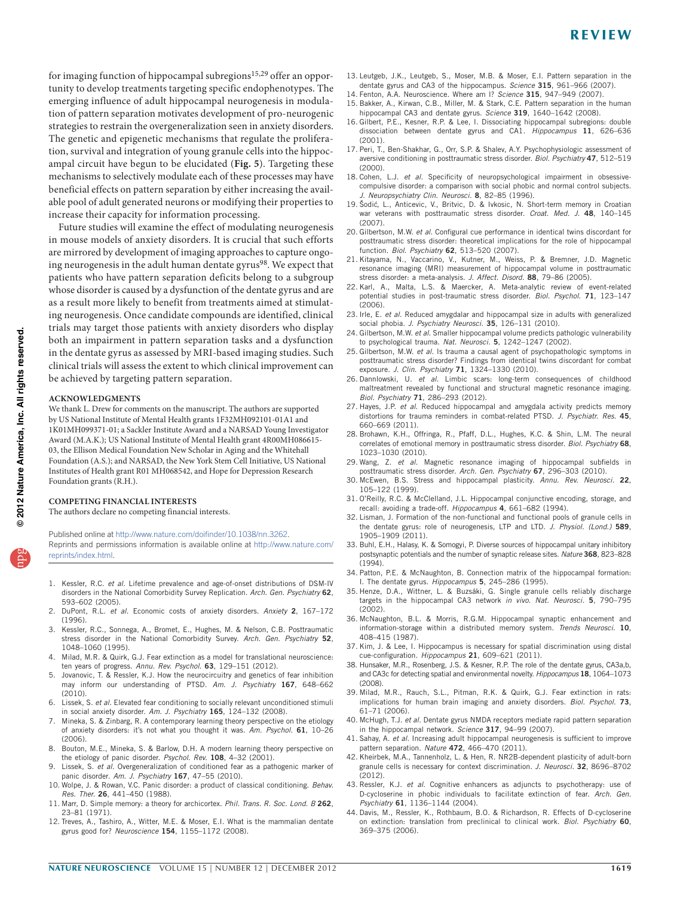for imaging function of hippocampal subregions[15,29] offer an opportunity to develop treatments targeting specific endophenotypes. The emerging influence of adult hippocampal neurogenesis in modulation of pattern separation motivates development of pro-neurogenic strategies to restrain the overgeneralization seen in anxiety disorders. The genetic and epigenetic mechanisms that regulate the proliferation, survival and integration of young granule cells into the hippocampal circuit have begun to be elucidated (**Fig. 5**). Targeting these mechanisms to selectively modulate each of these processes may have beneficial effects on pattern separation by either increasing the available pool of adult generated neurons or modifying their properties to increase their capacity for information processing.

Future studies will examine the effect of modulating neurogenesis in mouse models of anxiety disorders. It is crucial that such efforts are mirrored by development of imaging approaches to capture ongoing neurogenesis in the adult human dentate gyrus[98]. We expect that patients who have pattern separation deficits belong to a subgroup whose disorder is caused by a dysfunction of the dentate gyrus and are as a result more likely to benefit from treatments aimed at stimulating neurogenesis. Once candidate compounds are identified, clinical trials may target those patients with anxiety disorders who display both an impairment in pattern separation tasks and a dysfunction in the dentate gyrus as assessed by MRI-based imaging studies. Such clinical trials will assess the extent to which clinical improvement can be achieved by targeting pattern separation.

## ACKNOWLEDGMENTS

We thank L. Drew for comments on the manuscript. The authors are supported by US National Institute of Mental Health grants 1F32MH092101-01A1 and 1K01MH099371-01; a Sackler Institute Award and a NARSAD Young Investigator Award (M.A.K.); US National Institute of Mental Health grant 4R00MH086615-03, the Ellison Medical Foundation New Scholar in Aging and the Whitehall Foundation (A.S.); and NARSAD, the New York Stem Cell Initiative, US National Institutes of Health grant R01 MH068542, and Hope for Depression Research Foundation grants (R.H.).

## COMPETING FINANCIAL INTERESTS

The authors declare no competing financial interests.

Published online at http://www.nature.com/doifinder/10.1038/nn.3262.
Reprints and permissions information is available online at http://www.nature.com/reprints/index.html.

1. Kessler, R.C. *et al.* Lifetime prevalence and age-of-onset distributions of DSM-IV disorders in the National Comorbidity Survey Replication. *Arch. Gen. Psychiatry* **62**, 593–602 (2005).
2. DuPont, R.L. *et al.* Economic costs of anxiety disorders. *Anxiety* **2**, 167–172 (1996).
3. Kessler, R.C., Sonnega, A., Bromet, E., Hughes, M. & Nelson, C.B. Posttraumatic stress disorder in the National Comorbidity Survey. *Arch. Gen. Psychiatry* **52**, 1048–1060 (1995).
4. Milad, M.R. & Quirk, G.J. Fear extinction as a model for translational neuroscience: ten years of progress. *Annu. Rev. Psychol.* **63**, 129–151 (2012).
5. Jovanovic, T. & Ressler, K.J. How the neurocircuitry and genetics of fear inhibition may inform our understanding of PTSD. *Am. J. Psychiatry* **167**, 648–662 (2010).
6. Lissek, S. *et al.* Elevated fear conditioning to socially relevant unconditioned stimuli in social anxiety disorder. *Am. J. Psychiatry* **165**, 124–132 (2008).
7. Mineka, S. & Zinbarg, R. A contemporary learning theory perspective on the etiology of anxiety disorders: it's not what you thought it was. *Am. Psychol.* **61**, 10–26 (2006).
8. Bouton, M.E., Mineka, S. & Barlow, D.H. A modern learning theory perspective on the etiology of panic disorder. *Psychol. Rev.* **108**, 4–32 (2001).
9. Lissek, S. *et al.* Overgeneralization of conditioned fear as a pathogenic marker of panic disorder. *Am. J. Psychiatry* **167**, 47–55 (2010).
10. Wolpe, J. & Rowan, V.C. Panic disorder: a product of classical conditioning. *Behav. Res. Ther.* **26**, 441–450 (1988).
11. Marr, D. Simple memory: a theory for archicortex. *Phil. Trans. R. Soc. Lond. B* **262**, 23–81 (1971).
12. Treves, A., Tashiro, A., Witter, M.E. & Moser, E.I. What is the mammalian dentate gyrus good for? *Neuroscience* **154**, 1155–1172 (2008).
13. Leutgeb, J.K., Leutgeb, S., Moser, M.B. & Moser, E.I. Pattern separation in the dentate gyrus and CA3 of the hippocampus. *Science* **315**, 961–966 (2007).
14. Fenton, A.A. Neuroscience. Where am I? *Science* **315**, 947–949 (2007).
15. Bakker, A., Kirwan, C.B., Miller, M. & Stark, C.E. Pattern separation in the human hippocampal CA3 and dentate gyrus. *Science* **319**, 1640–1642 (2008).
16. Gilbert, P.E., Kesner, R.P. & Lee, I. Dissociating hippocampal subregions: double dissociation between dentate gyrus and CA1. *Hippocampus* **11**, 626–636 (2001).
17. Peri, T., Ben-Shakhar, G., Orr, S.P. & Shalev, A.Y. Psychophysiologic assessment of aversive conditioning in posttraumatic stress disorder. *Biol. Psychiatry* **47**, 512–519 (2000).
18. Cohen, L.J. *et al.* Specificity of neuropsychological impairment in obsessive-compulsive disorder: a comparison with social phobic and normal control subjects. *J. Neuropsychiatry Clin. Neurosci.* **8**, 82–85 (1996).
19. Šodić, L., Anticevic, V., Britvic, D. & Ivkosic, N. Short-term memory in Croatian war veterans with posttraumatic stress disorder. *Croat. Med. J.* **48**, 140–145 (2007).
20. Gilbertson, M.W. *et al.* Configural cue performance in identical twins discordant for posttraumatic stress disorder: theoretical implications for the role of hippocampal function. *Biol. Psychiatry* **62**, 513–520 (2007).
21. Kitayama, N., Vaccarino, V., Kutner, M., Weiss, P. & Bremner, J.D. Magnetic resonance imaging (MRI) measurement of hippocampal volume in posttraumatic stress disorder: a meta-analysis. *J. Affect. Disord.* **88**, 79–86 (2005).
22. Karl, A., Malta, L.S. & Maercker, A. Meta-analytic review of event-related potential studies in post-traumatic stress disorder. *Biol. Psychol.* **71**, 123–147 (2006).
23. Irle, E. *et al.* Reduced amygdalar and hippocampal size in adults with generalized social phobia. *J. Psychiatry Neurosci.* **35**, 126–131 (2010).
24. Gilbertson, M.W. *et al.* Smaller hippocampal volume predicts pathologic vulnerability to psychological trauma. *Nat. Neurosci.* **5**, 1242–1247 (2002).
25. Gilbertson, M.W. *et al.* Is trauma a causal agent of psychopathologic symptoms in posttraumatic stress disorder? Findings from identical twins discordant for combat exposure. *J. Clin. Psychiatry* **71**, 1324–1330 (2010).
26. Dannlowski, U. *et al.* Limbic scars: long-term consequences of childhood maltreatment revealed by functional and structural magnetic resonance imaging. *Biol. Psychiatry* **71**, 286–293 (2012).
27. Hayes, J.P. *et al.* Reduced hippocampal and amygdala activity predicts memory distortions for trauma reminders in combat-related PTSD. *J. Psychiatr. Res.* **45**, 660–669 (2011).
28. Brohawn, K.H., Offringa, R., Pfaff, D.L., Hughes, K.C. & Shin, L.M. The neural correlates of emotional memory in posttraumatic stress disorder. *Biol. Psychiatry* **68**, 1023–1030 (2010).
29. Wang, Z. *et al.* Magnetic resonance imaging of hippocampal subfields in posttraumatic stress disorder. *Arch. Gen. Psychiatry* **67**, 296–303 (2010).
30. McEwen, B.S. Stress and hippocampal plasticity. *Annu. Rev. Neurosci.* **22**, 105–122 (1999).
31. O'Reilly, R.C. & McClelland, J.L. Hippocampal conjunctive encoding, storage, and recall: avoiding a trade-off. *Hippocampus* **4**, 661–682 (1994).
32. Lisman, J. Formation of the non-functional and functional pools of granule cells in the dentate gyrus: role of neurogenesis, LTP and LTD. *J. Physiol. (Lond.)* **589**, 1905–1909 (2011).
33. Buhl, E.H., Halasy, K. & Somogyi, P. Diverse sources of hippocampal unitary inhibitory postsynaptic potentials and the number of synaptic release sites. *Nature* **368**, 823–828 (1994).
34. Patton, P.E. & McNaughton, B. Connection matrix of the hippocampal formation: I. The dentate gyrus. *Hippocampus* **5**, 245–286 (1995).
35. Henze, D.A., Wittner, L. & Buzsáki, G. Single granule cells reliably discharge targets in the hippocampal CA3 network *in vivo*. *Nat. Neurosci.* **5**, 790–795 (2002).
36. McNaughton, B.L. & Morris, R.G.M. Hippocampal synaptic enhancement and information-storage within a distributed memory system. *Trends Neurosci.* **10**, 408–415 (1987).
37. Kim, J. & Lee, I. Hippocampus is necessary for spatial discrimination using distal cue-configuration. *Hippocampus* **21**, 609–621 (2011).
38. Hunsaker, M.R., Rosenberg, J.S. & Kesner, R.P. The role of the dentate gyrus, CA3a,b, and CA3c for detecting spatial and environmental novelty. *Hippocampus* **18**, 1064–1073 (2008).
39. Milad, M.R., Rauch, S.L., Pitman, R.K. & Quirk, G.J. Fear extinction in rats: implications for human brain imaging and anxiety disorders. *Biol. Psychol.* **73**, 61–71 (2006).
40. McHugh, T.J. *et al.* Dentate gyrus NMDA receptors mediate rapid pattern separation in the hippocampal network. *Science* **317**, 94–99 (2007).
41. Sahay, A. *et al.* Increasing adult hippocampal neurogenesis is sufficient to improve pattern separation. *Nature* **472**, 466–470 (2011).
42. Kheirbek, M.A., Tannenholz, L. & Hen, R. NR2B-dependent plasticity of adult-born granule cells is necessary for context discrimination. *J. Neurosci.* **32**, 8696–8702 (2012).
43. Ressler, K.J. *et al.* Cognitive enhancers as adjuncts to psychotherapy: use of D-cycloserine in phobic individuals to facilitate extinction of fear. *Arch. Gen. Psychiatry* **61**, 1136–1144 (2004).
44. Davis, M., Ressler, K., Rothbaum, B.O. & Richardson, R. Effects of D-cycloserine on extinction: translation from preclinical to clinical work. *Biol. Psychiatry* **60**, 369–375 (2006).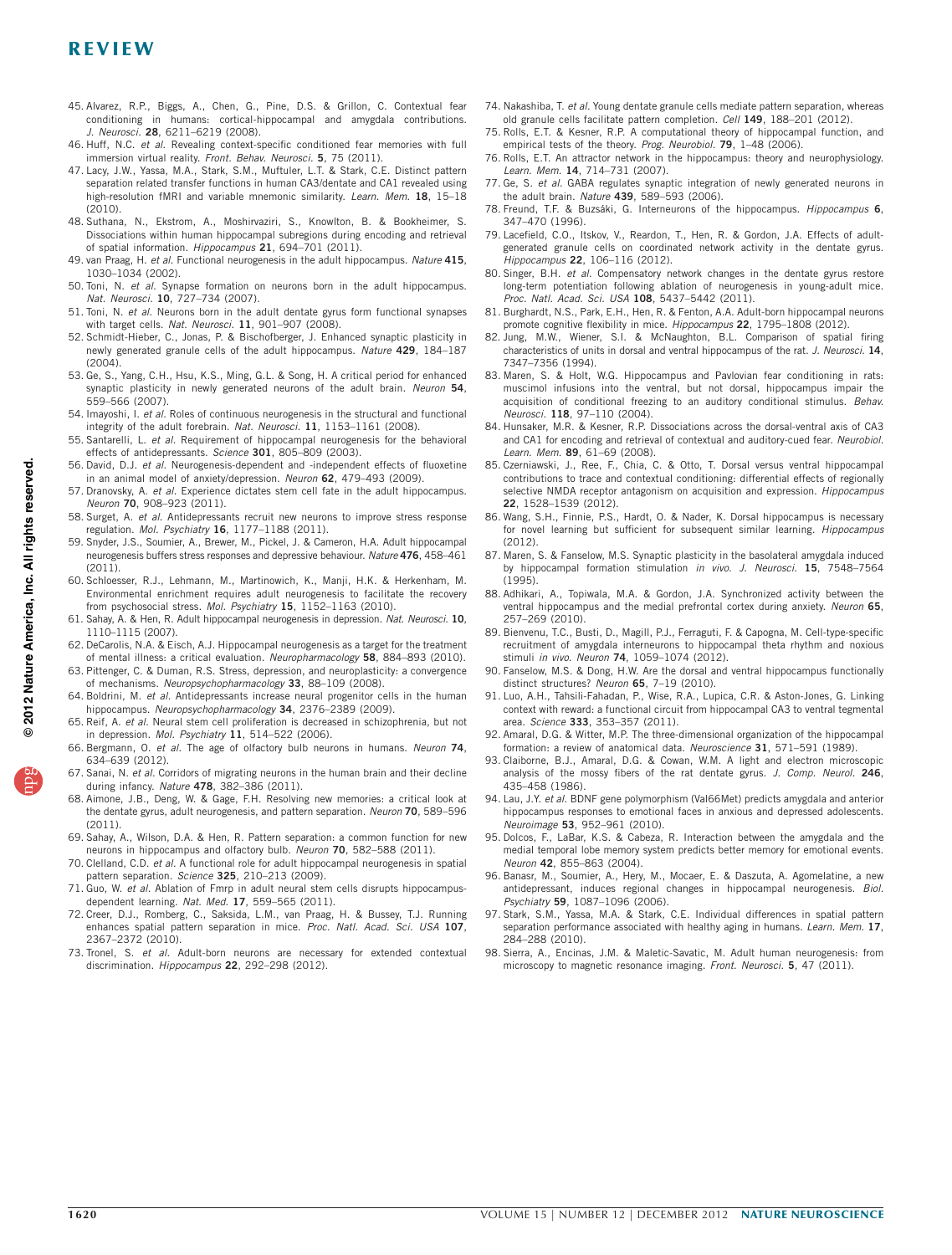45. Alvarez, R.P., Biggs, A., Chen, G., Pine, D.S. & Grillon, C. Contextual fear conditioning in humans: cortical-hippocampal and amygdala contributions. *J. Neurosci.* **28**, 6211–6219 (2008).
46. Huff, N.C. *et al.* Revealing context-specific conditioned fear memories with full immersion virtual reality. *Front. Behav. Neurosci.* **5**, 75 (2011).
47. Lacy, J.W., Yassa, M.A., Stark, S.M., Muftuler, L.T. & Stark, C.E. Distinct pattern separation related transfer functions in human CA3/dentate and CA1 revealed using high-resolution fMRI and variable mnemonic similarity. *Learn. Mem.* **18**, 15–18 (2010).
48. Suthana, N., Ekstrom, A., Moshirvaziri, S., Knowlton, B. & Bookheimer, S. Dissociations within human hippocampal subregions during encoding and retrieval of spatial information. *Hippocampus* **21**, 694–701 (2011).
49. van Praag, H. *et al.* Functional neurogenesis in the adult hippocampus. *Nature* **415**, 1030–1034 (2002).
50. Toni, N. *et al.* Synapse formation on neurons born in the adult hippocampus. *Nat. Neurosci.* **10**, 727–734 (2007).
51. Toni, N. *et al.* Neurons born in the adult dentate gyrus form functional synapses with target cells. *Nat. Neurosci.* **11**, 901–907 (2008).
52. Schmidt-Hieber, C., Jonas, P. & Bischofberger, J. Enhanced synaptic plasticity in newly generated granule cells of the adult hippocampus. *Nature* **429**, 184–187 (2004).
53. Ge, S., Yang, C.H., Hsu, K.S., Ming, G.L. & Song, H. A critical period for enhanced synaptic plasticity in newly generated neurons of the adult brain. *Neuron* **54**, 559–566 (2007).
54. Imayoshi, I. *et al.* Roles of continuous neurogenesis in the structural and functional integrity of the adult forebrain. *Nat. Neurosci.* **11**, 1153–1161 (2008).
55. Santarelli, L. *et al.* Requirement of hippocampal neurogenesis for the behavioral effects of antidepressants. *Science* **301**, 805–809 (2003).
56. David, D.J. *et al.* Neurogenesis-dependent and -independent effects of fluoxetine in an animal model of anxiety/depression. *Neuron* **62**, 479–493 (2009).
57. Dranovsky, A. *et al.* Experience dictates stem cell fate in the adult hippocampus. *Neuron* **70**, 908–923 (2011).
58. Surget, A. *et al.* Antidepressants recruit new neurons to improve stress response regulation. *Mol. Psychiatry* **16**, 1177–1188 (2011).
59. Snyder, J.S., Soumier, A., Brewer, M., Pickel, J. & Cameron, H.A. Adult hippocampal neurogenesis buffers stress responses and depressive behaviour. *Nature* **476**, 458–461 (2011).
60. Schloesser, R.J., Lehmann, M., Martinowich, K., Manji, H.K. & Herkenham, M. Environmental enrichment requires adult neurogenesis to facilitate the recovery from psychosocial stress. *Mol. Psychiatry* **15**, 1152–1163 (2010).
61. Sahay, A. & Hen, R. Adult hippocampal neurogenesis in depression. *Nat. Neurosci.* **10**, 1110–1115 (2007).
62. DeCarolis, N.A. & Eisch, A.J. Hippocampal neurogenesis as a target for the treatment of mental illness: a critical evaluation. *Neuropharmacology* **58**, 884–893 (2010).
63. Pittenger, C. & Duman, R.S. Stress, depression, and neuroplasticity: a convergence of mechanisms. *Neuropsychopharmacology* **33**, 88–109 (2008).
64. Boldrini, M. *et al.* Antidepressants increase neural progenitor cells in the human hippocampus. *Neuropsychopharmacology* **34**, 2376–2389 (2009).
65. Reif, A. *et al.* Neural stem cell proliferation is decreased in schizophrenia, but not in depression. *Mol. Psychiatry* **11**, 514–522 (2006).
66. Bergmann, O. *et al.* The age of olfactory bulb neurons in humans. *Neuron* **74**, 634–639 (2012).
67. Sanai, N. *et al.* Corridors of migrating neurons in the human brain and their decline during infancy. *Nature* **478**, 382–386 (2011).
68. Aimone, J.B., Deng, W. & Gage, F.H. Resolving new memories: a critical look at the dentate gyrus, adult neurogenesis, and pattern separation. *Neuron* **70**, 589–596 (2011).
69. Sahay, A., Wilson, D.A. & Hen, R. Pattern separation: a common function for new neurons in hippocampus and olfactory bulb. *Neuron* **70**, 582–588 (2011).
70. Clelland, C.D. *et al.* A functional role for adult hippocampal neurogenesis in spatial pattern separation. *Science* **325**, 210–213 (2009).
71. Guo, W. *et al.* Ablation of Fmrp in adult neural stem cells disrupts hippocampus-dependent learning. *Nat. Med.* **17**, 559–565 (2011).
72. Creer, D.J., Romberg, C., Saksida, L.M., van Praag, H. & Bussey, T.J. Running enhances spatial pattern separation in mice. *Proc. Natl. Acad. Sci. USA* **107**, 2367–2372 (2010).
73. Tronel, S. *et al.* Adult-born neurons are necessary for extended contextual discrimination. *Hippocampus* **22**, 292–298 (2012).
74. Nakashiba, T. *et al.* Young dentate granule cells mediate pattern separation, whereas old granule cells facilitate pattern completion. *Cell* **149**, 188–201 (2012).
75. Rolls, E.T. & Kesner, R.P. A computational theory of hippocampal function, and empirical tests of the theory. *Prog. Neurobiol.* **79**, 1–48 (2006).
76. Rolls, E.T. An attractor network in the hippocampus: theory and neurophysiology. *Learn. Mem.* **14**, 714–731 (2007).
77. Ge, S. *et al.* GABA regulates synaptic integration of newly generated neurons in the adult brain. *Nature* **439**, 589–593 (2006).
78. Freund, T.F. & Buzsáki, G. Interneurons of the hippocampus. *Hippocampus* **6**, 347–470 (1996).
79. Lacefield, C.O., Itskov, V., Reardon, T., Hen, R. & Gordon, J.A. Effects of adult-generated granule cells on coordinated network activity in the dentate gyrus. *Hippocampus* **22**, 106–116 (2012).
80. Singer, B.H. *et al.* Compensatory network changes in the dentate gyrus restore long-term potentiation following ablation of neurogenesis in young-adult mice. *Proc. Natl. Acad. Sci. USA* **108**, 5437–5442 (2011).
81. Burghardt, N.S., Park, E.H., Hen, R. & Fenton, A.A. Adult-born hippocampal neurons promote cognitive flexibility in mice. *Hippocampus* **22**, 1795–1808 (2012).
82. Jung, M.W., Wiener, S.I. & McNaughton, B.L. Comparison of spatial firing characteristics of units in dorsal and ventral hippocampus of the rat. *J. Neurosci.* **14**, 7347–7356 (1994).
83. Maren, S. & Holt, W.G. Hippocampus and Pavlovian fear conditioning in rats: muscimol infusions into the ventral, but not dorsal, hippocampus impair the acquisition of conditional freezing to an auditory conditional stimulus. *Behav. Neurosci.* **118**, 97–110 (2004).
84. Hunsaker, M.R. & Kesner, R.P. Dissociations across the dorsal-ventral axis of CA3 and CA1 for encoding and retrieval of contextual and auditory-cued fear. *Neurobiol. Learn. Mem.* **89**, 61–69 (2008).
85. Czerniawski, J., Ree, F., Chia, C. & Otto, T. Dorsal versus ventral hippocampal contributions to trace and contextual conditioning: differential effects of regionally selective NMDA receptor antagonism on acquisition and expression. *Hippocampus* **22**, 1528–1539 (2012).
86. Wang, S.H., Finnie, P.S., Hardt, O. & Nader, K. Dorsal hippocampus is necessary for novel learning but sufficient for subsequent similar learning. *Hippocampus* (2012).
87. Maren, S. & Fanselow, M.S. Synaptic plasticity in the basolateral amygdala induced by hippocampal formation stimulation *in vivo*. *J. Neurosci.* **15**, 7548–7564 (1995).
88. Adhikari, A., Topiwala, M.A. & Gordon, J.A. Synchronized activity between the ventral hippocampus and the medial prefrontal cortex during anxiety. *Neuron* **65**, 257–269 (2010).
89. Bienvenu, T.C., Busti, D., Magill, P.J., Ferraguti, F. & Capogna, M. Cell-type-specific recruitment of amygdala interneurons to hippocampal theta rhythm and noxious stimuli *in vivo*. *Neuron* **74**, 1059–1074 (2012).
90. Fanselow, M.S. & Dong, H.W. Are the dorsal and ventral hippocampus functionally distinct structures? *Neuron* **65**, 7–19 (2010).
91. Luo, A.H., Tahsili-Fahadan, P., Wise, R.A., Lupica, C.R. & Aston-Jones, G. Linking context with reward: a functional circuit from hippocampal CA3 to ventral tegmental area. *Science* **333**, 353–357 (2011).
92. Amaral, D.G. & Witter, M.P. The three-dimensional organization of the hippocampal formation: a review of anatomical data. *Neuroscience* **31**, 571–591 (1989).
93. Claiborne, B.J., Amaral, D.G. & Cowan, W.M. A light and electron microscopic analysis of the mossy fibers of the rat dentate gyrus. *J. Comp. Neurol.* **246**, 435–458 (1986).
94. Lau, J.Y. *et al.* BDNF gene polymorphism (Val66Met) predicts amygdala and anterior hippocampus responses to emotional faces in anxious and depressed adolescents. *Neuroimage* **53**, 952–961 (2010).
95. Dolcos, F., LaBar, K.S. & Cabeza, R. Interaction between the amygdala and the medial temporal lobe memory system predicts better memory for emotional events. *Neuron* **42**, 855–863 (2004).
96. Banasr, M., Soumier, A., Hery, M., Mocaer, E. & Daszuta, A. Agomelatine, a new antidepressant, induces regional changes in hippocampal neurogenesis. *Biol. Psychiatry* **59**, 1087–1096 (2006).
97. Stark, S.M., Yassa, M.A. & Stark, C.E. Individual differences in spatial pattern separation performance associated with healthy aging in humans. *Learn. Mem.* **17**, 284–288 (2010).
98. Sierra, A., Encinas, J.M. & Maletic-Savatic, M. Adult human neurogenesis: from microscopy to magnetic resonance imaging. *Front. Neurosci.* **5**, 47 (2011).